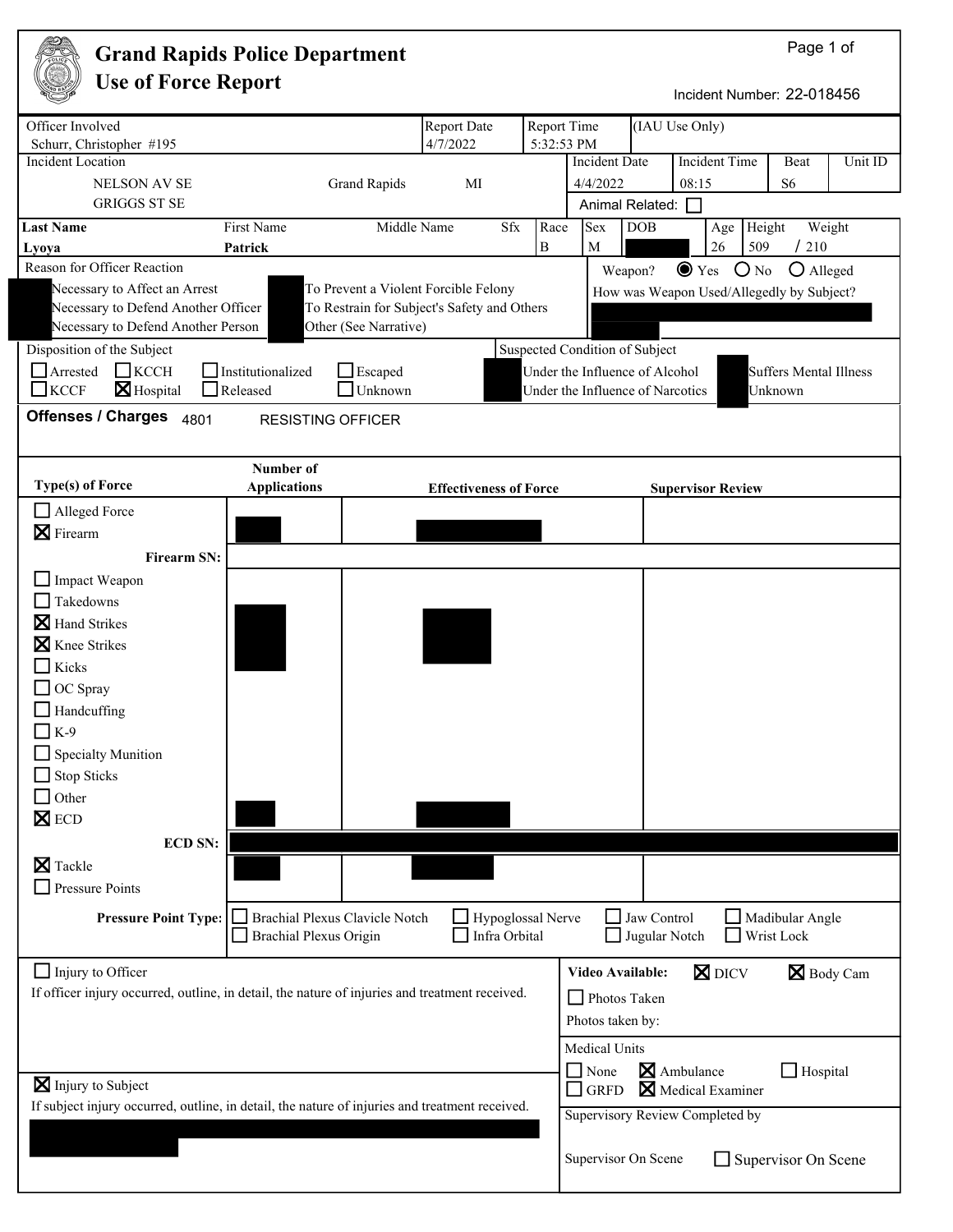# Grand Rapids Police Department
## Use of Force Report

Incident Number: 22-018456

| Officer Involved | Report Date | Report Time | (IAU Use Only) |
|---|---|---|---|
| Schurr, Christopher #195 | 4/7/2022 | 5:32:53 PM | |

| Incident Location | | | Incident Date | Incident Time | Beat | Unit ID |
|---|---|---|---|---|---|---|
| NELSON AV SE / GRIGGS ST SE | Grand Rapids | MI | 4/4/2022 | 08:15 | S6 | |

Animal Related: ☐

| Last Name | First Name | Middle Name | Sfx | Race | Sex | DOB | Age | Height | Weight |
|---|---|---|---|---|---|---|---|---|---|
| **Lyoya** | **Patrick** | | | B | M | [REDACTED] | 26 | 509 | / 210 |

**Reason for Officer Reaction**

- [REDACTED] Necessary to Affect an Arrest
- [REDACTED] Necessary to Defend Another Officer
- [REDACTED] Necessary to Defend Another Person
- [REDACTED] To Prevent a Violent Forcible Felony
- [REDACTED] To Restrain for Subject's Safety and Others
- [REDACTED] Other (See Narrative)

Weapon? ◉ Yes ○ No ○ Alleged

How was Weapon Used/Allegedly by Subject? [REDACTED]

**Disposition of the Subject**

☐ Arrested ☐ KCCH ☐ Institutionalized ☐ Escaped ☐ KCCF ☒ Hospital ☐ Released ☐ Unknown

**Suspected Condition of Subject**

[REDACTED] Under the Influence of Alcohol
[REDACTED] Under the Influence of Narcotics
[REDACTED] Suffers Mental Illness
[REDACTED] Unknown

**Offenses / Charges** 4801 RESISTING OFFICER

| Type(s) of Force | Number of Applications | Effectiveness of Force | Supervisor Review |
|---|---|---|---|
| ☐ Alleged Force | | | |
| ☒ Firearm | [REDACTED] | [REDACTED] | |
| Firearm SN: | | | |
| ☐ Impact Weapon | | | |
| ☐ Takedowns | | | |
| ☒ Hand Strikes | [REDACTED] | [REDACTED] | |
| ☒ Knee Strikes | [REDACTED] | [REDACTED] | |
| ☐ Kicks | | | |
| ☐ OC Spray | | | |
| ☐ Handcuffing | | | |
| ☐ K-9 | | | |
| ☐ Specialty Munition | | | |
| ☐ Stop Sticks | | | |
| ☐ Other | | | |
| ☒ ECD | [REDACTED] | [REDACTED] | |
| ECD SN: [REDACTED] | | | |
| ☒ Tackle | [REDACTED] | [REDACTED] | |
| ☐ Pressure Points | | | |

**Pressure Point Type:** ☐ Brachial Plexus Clavicle Notch ☐ Hypoglossal Nerve ☐ Jaw Control ☐ Madibular Angle ☐ Brachial Plexus Origin ☐ Infra Orbital ☐ Jugular Notch ☐ Wrist Lock

☐ Injury to Officer
If officer injury occurred, outline, in detail, the nature of injuries and treatment received.

☒ Injury to Subject
If subject injury occurred, outline, in detail, the nature of injuries and treatment received.
[REDACTED]

**Video Available:** ☒ DICV ☒ Body Cam

☐ Photos Taken
Photos taken by:

Medical Units
☐ None ☒ Ambulance ☐ Hospital ☐ GRFD ☒ Medical Examiner

Supervisory Review Completed by

Supervisor On Scene ☐ Supervisor On Scene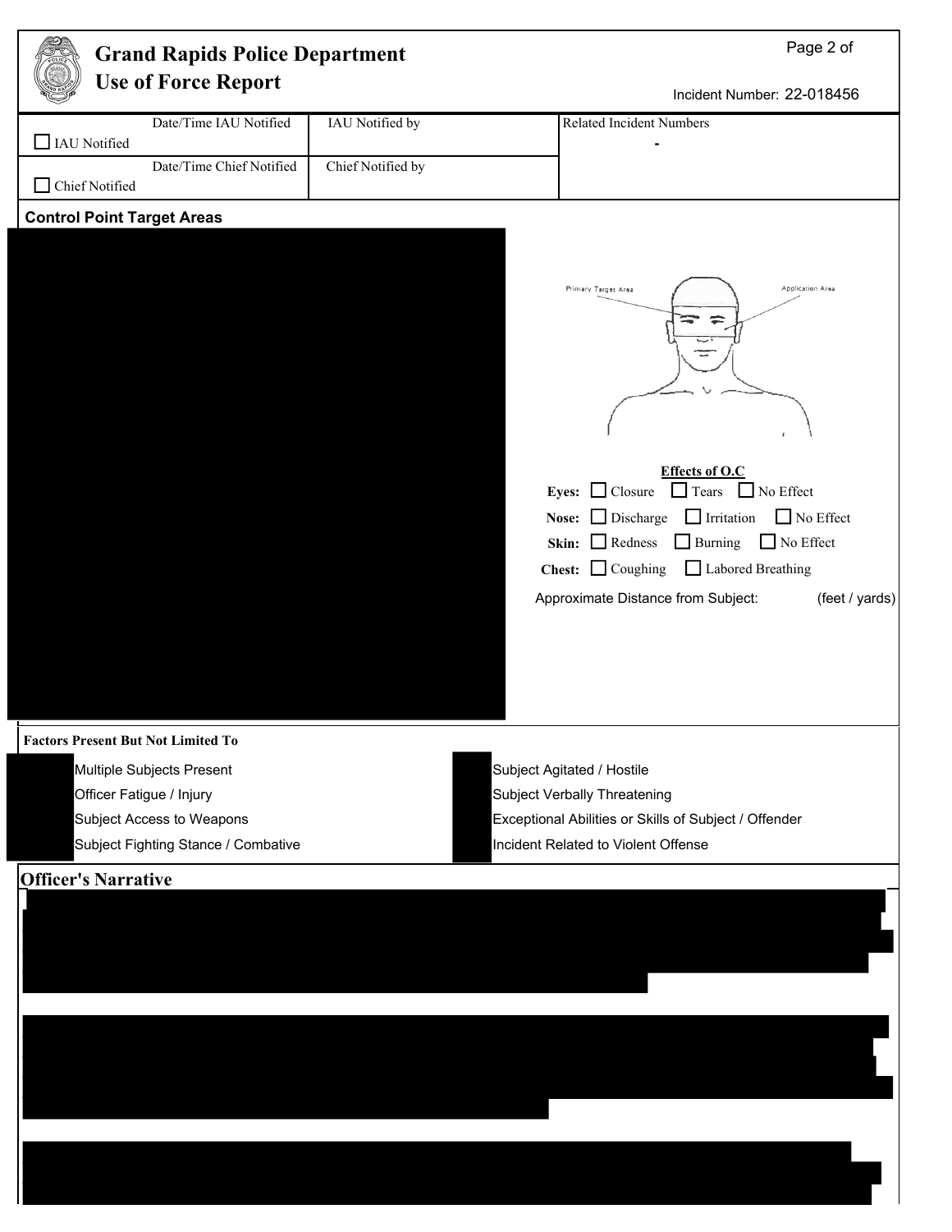# Grand Rapids Police Department
## Use of Force Report

Incident Number: 22-018456

| | Date/Time IAU Notified | IAU Notified by | Related Incident Numbers |
|---|---|---|---|
| ☐ IAU Notified | | | - |
| | **Date/Time Chief Notified** | **Chief Notified by** | |
| ☐ Chief Notified | | | |

**Control Point Target Areas**

Primary Target Area

Application Area

**Effects of O.C**

**Eyes:** ☐ Closure ☐ Tears ☐ No Effect

**Nose:** ☐ Discharge ☐ Irritation ☐ No Effect

**Skin:** ☐ Redness ☐ Burning ☐ No Effect

**Chest:** ☐ Coughing ☐ Labored Breathing

Approximate Distance from Subject: (feet / yards)

**Factors Present But Not Limited To**

| | |
|---|---|
| Multiple Subjects Present | Subject Agitated / Hostile |
| Officer Fatigue / Injury | Subject Verbally Threatening |
| Subject Access to Weapons | Exceptional Abilities or Skills of Subject / Offender |
| Subject Fighting Stance / Combative | Incident Related to Violent Offense |

## Officer's Narrative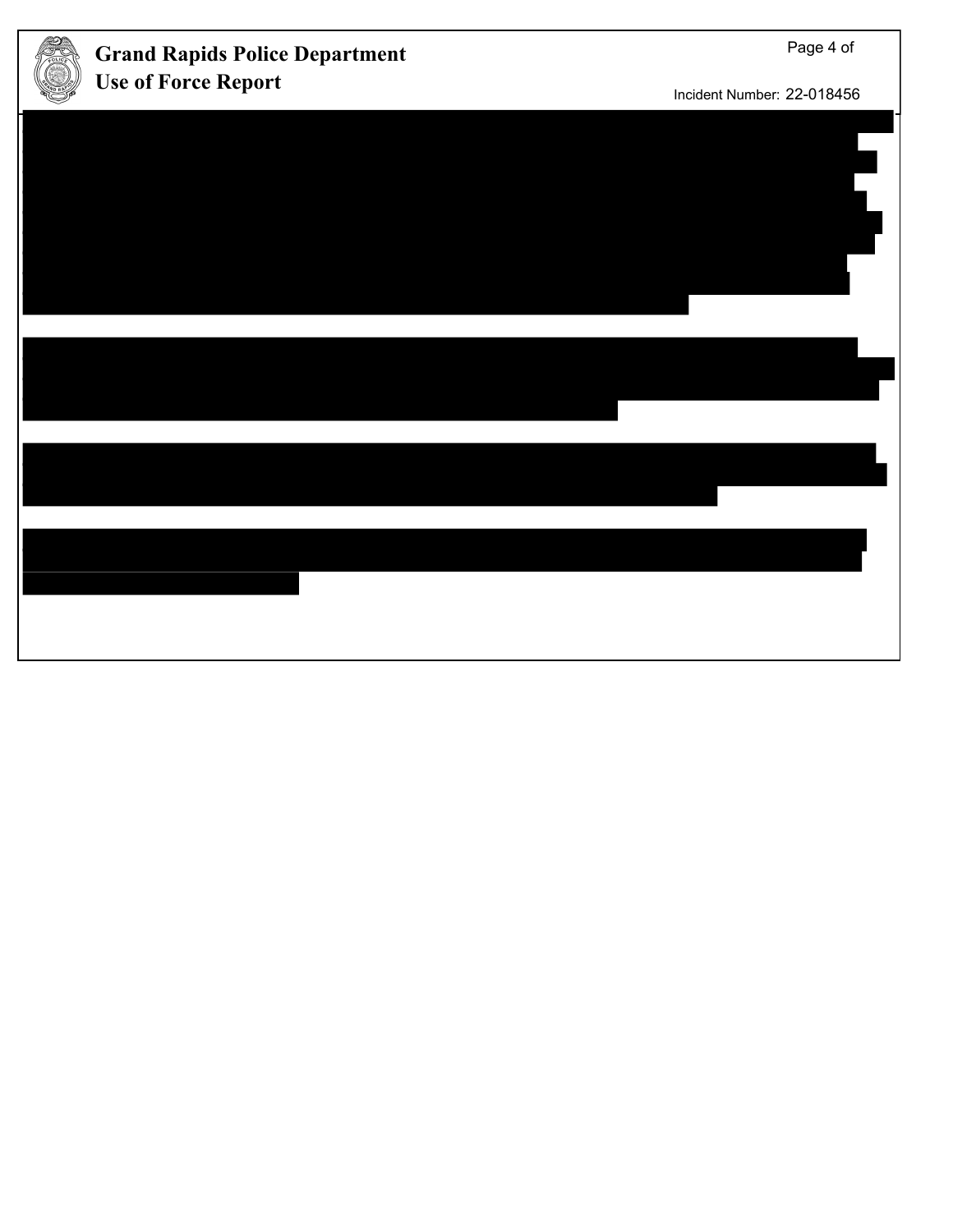# Grand Rapids Police Department
## Use of Force Report

Incident Number: 22-018456